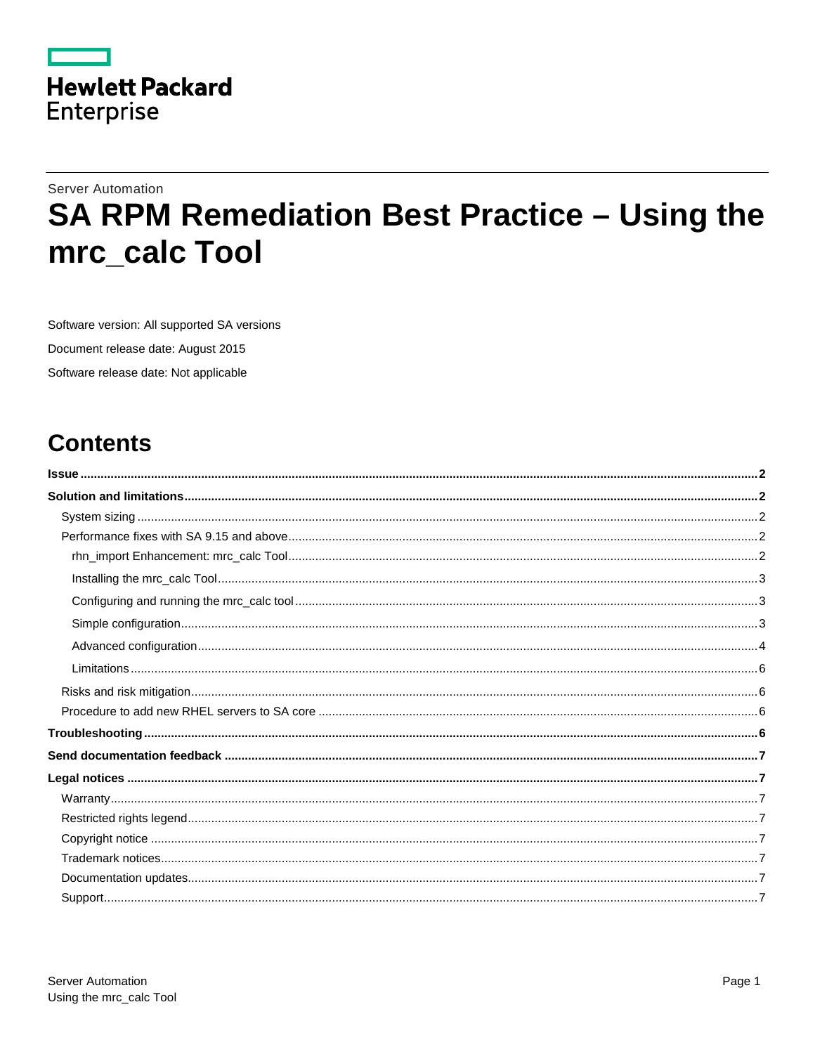Hewlett Packard
Enterprise

Server Automation

# SA RPM Remediation Best Practice – Using the mrc_calc Tool

Software version: All supported SA versions

Document release date: August 2015

Software release date: Not applicable

## Contents

**Issue** ........ **2**

**Solution and limitations** ........ **2**

- System sizing ........ 2
- Performance fixes with SA 9.15 and above ........ 2
  - rhn_import Enhancement: mrc_calc Tool ........ 2
  - Installing the mrc_calc Tool ........ 3
  - Configuring and running the mrc_calc tool ........ 3
  - Simple configuration ........ 3
  - Advanced configuration ........ 4
  - Limitations ........ 6
- Risks and risk mitigation ........ 6
- Procedure to add new RHEL servers to SA core ........ 6

**Troubleshooting** ........ **6**

**Send documentation feedback** ........ **7**

**Legal notices** ........ **7**

- Warranty ........ 7
- Restricted rights legend ........ 7
- Copyright notice ........ 7
- Trademark notices ........ 7
- Documentation updates ........ 7
- Support ........ 7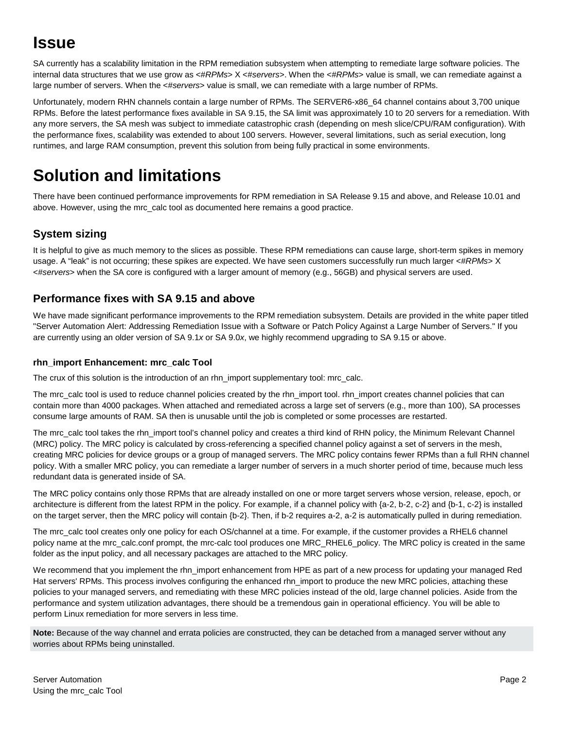# Issue

SA currently has a scalability limitation in the RPM remediation subsystem when attempting to remediate large software policies. The internal data structures that we use grow as <*#RPMs*> X <*#servers*>. When the <*#RPMs*> value is small, we can remediate against a large number of servers. When the <*#servers*> value is small, we can remediate with a large number of RPMs.

Unfortunately, modern RHN channels contain a large number of RPMs. The SERVER6-x86_64 channel contains about 3,700 unique RPMs. Before the latest performance fixes available in SA 9.15, the SA limit was approximately 10 to 20 servers for a remediation. With any more servers, the SA mesh was subject to immediate catastrophic crash (depending on mesh slice/CPU/RAM configuration). With the performance fixes, scalability was extended to about 100 servers. However, several limitations, such as serial execution, long runtimes, and large RAM consumption, prevent this solution from being fully practical in some environments.

# Solution and limitations

There have been continued performance improvements for RPM remediation in SA Release 9.15 and above, and Release 10.01 and above. However, using the mrc_calc tool as documented here remains a good practice.

## System sizing

It is helpful to give as much memory to the slices as possible. These RPM remediations can cause large, short-term spikes in memory usage. A "leak" is not occurring; these spikes are expected. We have seen customers successfully run much larger <*#RPMs*> X <*#servers*> when the SA core is configured with a larger amount of memory (e.g., 56GB) and physical servers are used.

## Performance fixes with SA 9.15 and above

We have made significant performance improvements to the RPM remediation subsystem. Details are provided in the white paper titled "Server Automation Alert: Addressing Remediation Issue with a Software or Patch Policy Against a Large Number of Servers." If you are currently using an older version of SA 9.1*x* or SA 9.0*x*, we highly recommend upgrading to SA 9.15 or above.

### rhn_import Enhancement: mrc_calc Tool

The crux of this solution is the introduction of an rhn_import supplementary tool: mrc_calc.

The mrc_calc tool is used to reduce channel policies created by the rhn_import tool. rhn_import creates channel policies that can contain more than 4000 packages. When attached and remediated across a large set of servers (e.g., more than 100), SA processes consume large amounts of RAM. SA then is unusable until the job is completed or some processes are restarted.

The mrc_calc tool takes the rhn_import tool's channel policy and creates a third kind of RHN policy, the Minimum Relevant Channel (MRC) policy. The MRC policy is calculated by cross-referencing a specified channel policy against a set of servers in the mesh, creating MRC policies for device groups or a group of managed servers. The MRC policy contains fewer RPMs than a full RHN channel policy. With a smaller MRC policy, you can remediate a larger number of servers in a much shorter period of time, because much less redundant data is generated inside of SA.

The MRC policy contains only those RPMs that are already installed on one or more target servers whose version, release, epoch, or architecture is different from the latest RPM in the policy. For example, if a channel policy with {a-2, b-2, c-2} and {b-1, c-2} is installed on the target server, then the MRC policy will contain {b-2}. Then, if b-2 requires a-2, a-2 is automatically pulled in during remediation.

The mrc_calc tool creates only one policy for each OS/channel at a time. For example, if the customer provides a RHEL6 channel policy name at the mrc_calc.conf prompt, the mrc-calc tool produces one MRC_RHEL6_policy. The MRC policy is created in the same folder as the input policy, and all necessary packages are attached to the MRC policy.

We recommend that you implement the rhn_import enhancement from HPE as part of a new process for updating your managed Red Hat servers' RPMs. This process involves configuring the enhanced rhn_import to produce the new MRC policies, attaching these policies to your managed servers, and remediating with these MRC policies instead of the old, large channel policies. Aside from the performance and system utilization advantages, there should be a tremendous gain in operational efficiency. You will be able to perform Linux remediation for more servers in less time.

**Note:** Because of the way channel and errata policies are constructed, they can be detached from a managed server without any worries about RPMs being uninstalled.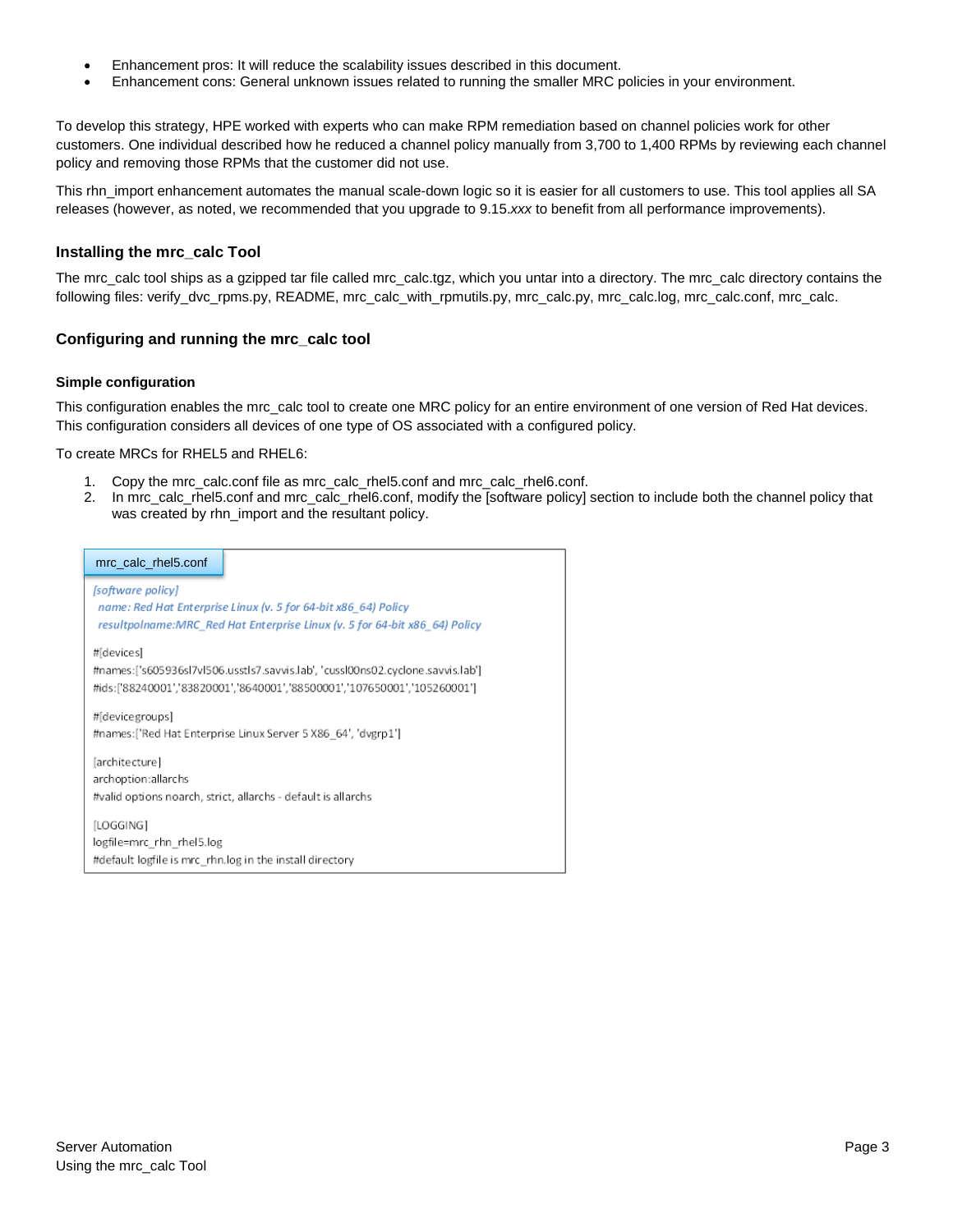- Enhancement pros: It will reduce the scalability issues described in this document.
- Enhancement cons: General unknown issues related to running the smaller MRC policies in your environment.

To develop this strategy, HPE worked with experts who can make RPM remediation based on channel policies work for other customers. One individual described how he reduced a channel policy manually from 3,700 to 1,400 RPMs by reviewing each channel policy and removing those RPMs that the customer did not use.

This rhn_import enhancement automates the manual scale-down logic so it is easier for all customers to use. This tool applies all SA releases (however, as noted, we recommended that you upgrade to 9.15.*xxx* to benefit from all performance improvements).

### Installing the mrc_calc Tool

The mrc_calc tool ships as a gzipped tar file called mrc_calc.tgz, which you untar into a directory. The mrc_calc directory contains the following files: verify_dvc_rpms.py, README, mrc_calc_with_rpmutils.py, mrc_calc.py, mrc_calc.log, mrc_calc.conf, mrc_calc.

### Configuring and running the mrc_calc tool

#### Simple configuration

This configuration enables the mrc_calc tool to create one MRC policy for an entire environment of one version of Red Hat devices. This configuration considers all devices of one type of OS associated with a configured policy.

To create MRCs for RHEL5 and RHEL6:

1. Copy the mrc_calc.conf file as mrc_calc_rhel5.conf and mrc_calc_rhel6.conf.
2. In mrc_calc_rhel5.conf and mrc_calc_rhel6.conf, modify the [software policy] section to include both the channel policy that was created by rhn_import and the resultant policy.

mrc_calc_rhel5.conf

```
[software policy]
 name: Red Hat Enterprise Linux (v. 5 for 64-bit x86_64) Policy
 resultpolname:MRC_Red Hat Enterprise Linux (v. 5 for 64-bit x86_64) Policy

#[devices]
#names:['s605936sl7vl506.usstls7.savvis.lab', 'cussl00ns02.cyclone.savvis.lab']
#ids:['88240001','83820001','8640001','88500001','107650001','105260001']

#[devicegroups]
#names:['Red Hat Enterprise Linux Server 5 X86_64', 'dvgrp1']

[architecture]
archoption:allarchs
#valid options noarch, strict, allarchs - default is allarchs

[LOGGING]
logfile=mrc_rhn_rhel5.log
#default logfile is mrc_rhn.log in the install directory
```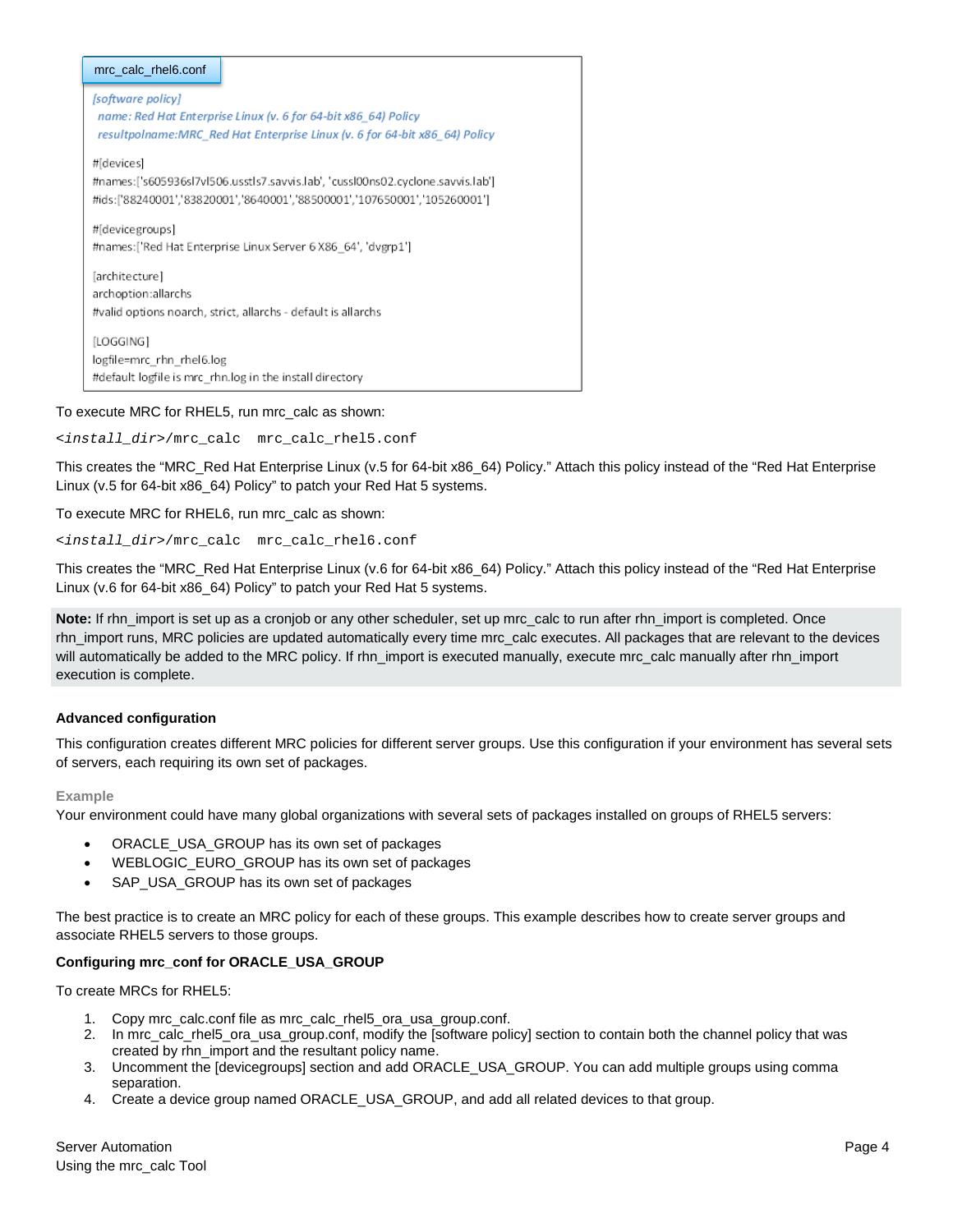```
mrc_calc_rhel6.conf

[software policy]
 name: Red Hat Enterprise Linux (v. 6 for 64-bit x86_64) Policy
 resultpolname:MRC_Red Hat Enterprise Linux (v. 6 for 64-bit x86_64) Policy

#[devices]
#names:['s605936sl7vl506.usstls7.savvis.lab', 'cussl00ns02.cyclone.savvis.lab']
#ids:['88240001','83820001','8640001','88500001','107650001','105260001']

#[devicegroups]
#names:['Red Hat Enterprise Linux Server 6 X86_64', 'dvgrp1']

[architecture]
archoption:allarchs
#valid options noarch, strict, allarchs - default is allarchs

[LOGGING]
logfile=mrc_rhn_rhel6.log
#default logfile is mrc_rhn.log in the install directory
```

To execute MRC for RHEL5, run mrc_calc as shown:

```
<install_dir>/mrc_calc  mrc_calc_rhel5.conf
```

This creates the "MRC_Red Hat Enterprise Linux (v.5 for 64-bit x86_64) Policy." Attach this policy instead of the "Red Hat Enterprise Linux (v.5 for 64-bit x86_64) Policy" to patch your Red Hat 5 systems.

To execute MRC for RHEL6, run mrc_calc as shown:

```
<install_dir>/mrc_calc  mrc_calc_rhel6.conf
```

This creates the "MRC_Red Hat Enterprise Linux (v.6 for 64-bit x86_64) Policy." Attach this policy instead of the "Red Hat Enterprise Linux (v.6 for 64-bit x86_64) Policy" to patch your Red Hat 5 systems.

**Note:** If rhn_import is set up as a cronjob or any other scheduler, set up mrc_calc to run after rhn_import is completed. Once rhn_import runs, MRC policies are updated automatically every time mrc_calc executes. All packages that are relevant to the devices will automatically be added to the MRC policy. If rhn_import is executed manually, execute mrc_calc manually after rhn_import execution is complete.

#### Advanced configuration

This configuration creates different MRC policies for different server groups. Use this configuration if your environment has several sets of servers, each requiring its own set of packages.

##### Example

Your environment could have many global organizations with several sets of packages installed on groups of RHEL5 servers:

- ORACLE_USA_GROUP has its own set of packages
- WEBLOGIC_EURO_GROUP has its own set of packages
- SAP_USA_GROUP has its own set of packages

The best practice is to create an MRC policy for each of these groups. This example describes how to create server groups and associate RHEL5 servers to those groups.

#### Configuring mrc_conf for ORACLE_USA_GROUP

To create MRCs for RHEL5:

1. Copy mrc_calc.conf file as mrc_calc_rhel5_ora_usa_group.conf.
2. In mrc_calc_rhel5_ora_usa_group.conf, modify the [software policy] section to contain both the channel policy that was created by rhn_import and the resultant policy name.
3. Uncomment the [devicegroups] section and add ORACLE_USA_GROUP. You can add multiple groups using comma separation.
4. Create a device group named ORACLE_USA_GROUP, and add all related devices to that group.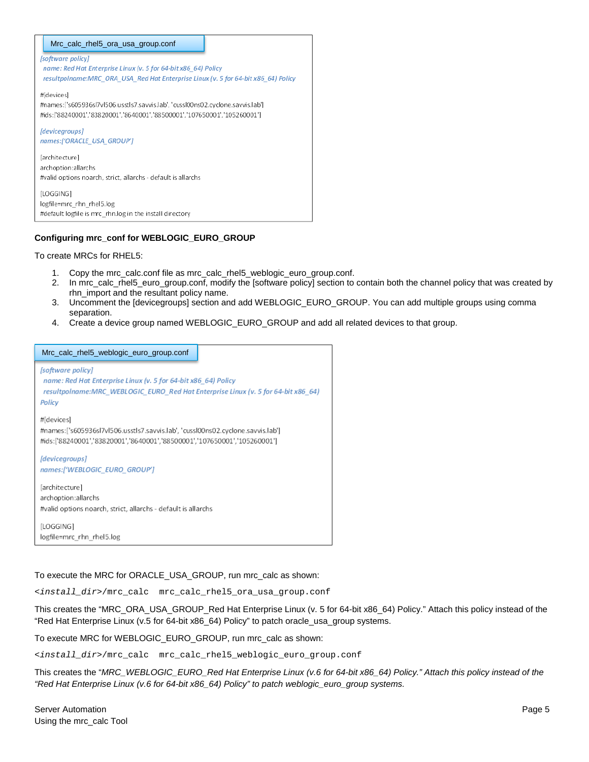```
Mrc_calc_rhel5_ora_usa_group.conf

[software policy]
  name: Red Hat Enterprise Linux (v. 5 for 64-bit x86_64) Policy
  resultpolname:MRC_ORA_USA_Red Hat Enterprise Linux (v. 5 for 64-bit x86_64) Policy

#[devices]
#names:['s605936sl7vl506.usstls7.savvis.lab', 'cussl00ns02.cyclone.savvis.lab']
#ids:['88240001','83820001','8640001','88500001','107650001','105260001']

[devicegroups]
names:['ORACLE_USA_GROUP']

[architecture]
archoption:allarchs
#valid options noarch, strict, allarchs - default is allarchs

[LOGGING]
logfile=mrc_rhn_rhel5.log
#default logfile is mrc_rhn.log in the install directory
```

**Configuring mrc_conf for WEBLOGIC_EURO_GROUP**

To create MRCs for RHEL5:

1. Copy the mrc_calc.conf file as mrc_calc_rhel5_weblogic_euro_group.conf.
2. In mrc_calc_rhel5_euro_group.conf, modify the [software policy] section to contain both the channel policy that was created by rhn_import and the resultant policy name.
3. Uncomment the [devicegroups] section and add WEBLOGIC_EURO_GROUP. You can add multiple groups using comma separation.
4. Create a device group named WEBLOGIC_EURO_GROUP and add all related devices to that group.

```
Mrc_calc_rhel5_weblogic_euro_group.conf

[software policy]
  name: Red Hat Enterprise Linux (v. 5 for 64-bit x86_64) Policy
  resultpolname:MRC_WEBLOGIC_EURO_Red Hat Enterprise Linux (v. 5 for 64-bit x86_64)
Policy

#[devices]
#names:['s605936sl7vl506.usstls7.savvis.lab', 'cussl00ns02.cyclone.savvis.lab']
#ids:['88240001','83820001','8640001','88500001','107650001','105260001']

[devicegroups]
names:['WEBLOGIC_EURO_GROUP']

[architecture]
archoption:allarchs
#valid options noarch, strict, allarchs - default is allarchs

[LOGGING]
logfile=mrc_rhn_rhel5.log
```

To execute the MRC for ORACLE_USA_GROUP, run mrc_calc as shown:

```
<install_dir>/mrc_calc  mrc_calc_rhel5_ora_usa_group.conf
```

This creates the "MRC_ORA_USA_GROUP_Red Hat Enterprise Linux (v. 5 for 64-bit x86_64) Policy." Attach this policy instead of the "Red Hat Enterprise Linux (v.5 for 64-bit x86_64) Policy" to patch oracle_usa_group systems.

To execute MRC for WEBLOGIC_EURO_GROUP, run mrc_calc as shown:

```
<install_dir>/mrc_calc  mrc_calc_rhel5_weblogic_euro_group.conf
```

This creates the "*MRC_WEBLOGIC_EURO_Red Hat Enterprise Linux (v.6 for 64-bit x86_64) Policy." Attach this policy instead of the "Red Hat Enterprise Linux (v.6 for 64-bit x86_64) Policy" to patch weblogic_euro_group systems.*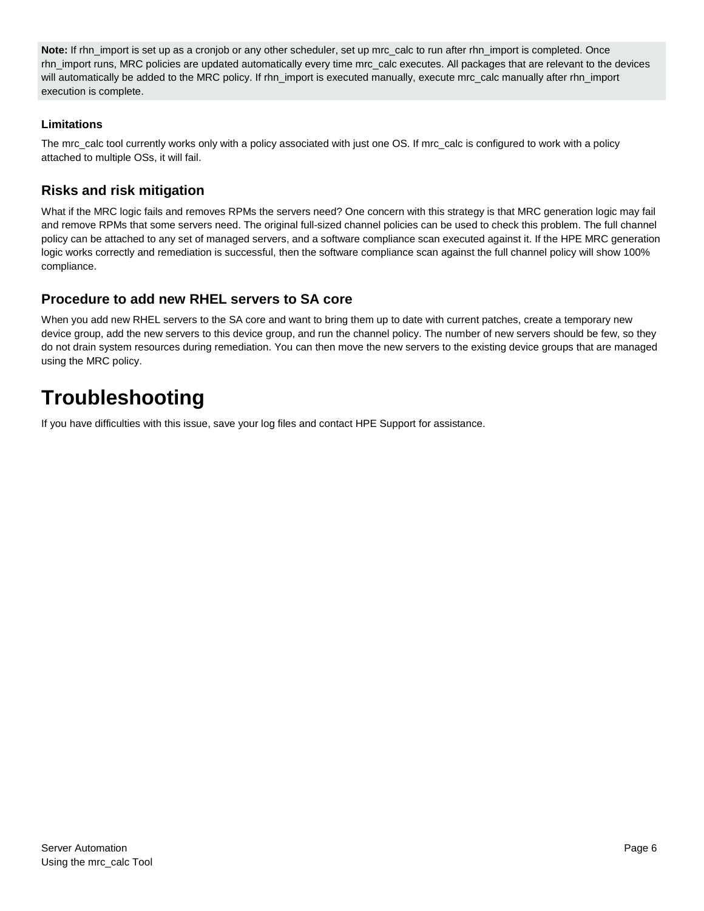**Note:** If rhn_import is set up as a cronjob or any other scheduler, set up mrc_calc to run after rhn_import is completed. Once rhn_import runs, MRC policies are updated automatically every time mrc_calc executes. All packages that are relevant to the devices will automatically be added to the MRC policy. If rhn_import is executed manually, execute mrc_calc manually after rhn_import execution is complete.

#### Limitations

The mrc_calc tool currently works only with a policy associated with just one OS. If mrc_calc is configured to work with a policy attached to multiple OSs, it will fail.

### Risks and risk mitigation

What if the MRC logic fails and removes RPMs the servers need? One concern with this strategy is that MRC generation logic may fail and remove RPMs that some servers need. The original full-sized channel policies can be used to check this problem. The full channel policy can be attached to any set of managed servers, and a software compliance scan executed against it. If the HPE MRC generation logic works correctly and remediation is successful, then the software compliance scan against the full channel policy will show 100% compliance.

### Procedure to add new RHEL servers to SA core

When you add new RHEL servers to the SA core and want to bring them up to date with current patches, create a temporary new device group, add the new servers to this device group, and run the channel policy. The number of new servers should be few, so they do not drain system resources during remediation. You can then move the new servers to the existing device groups that are managed using the MRC policy.

# Troubleshooting

If you have difficulties with this issue, save your log files and contact HPE Support for assistance.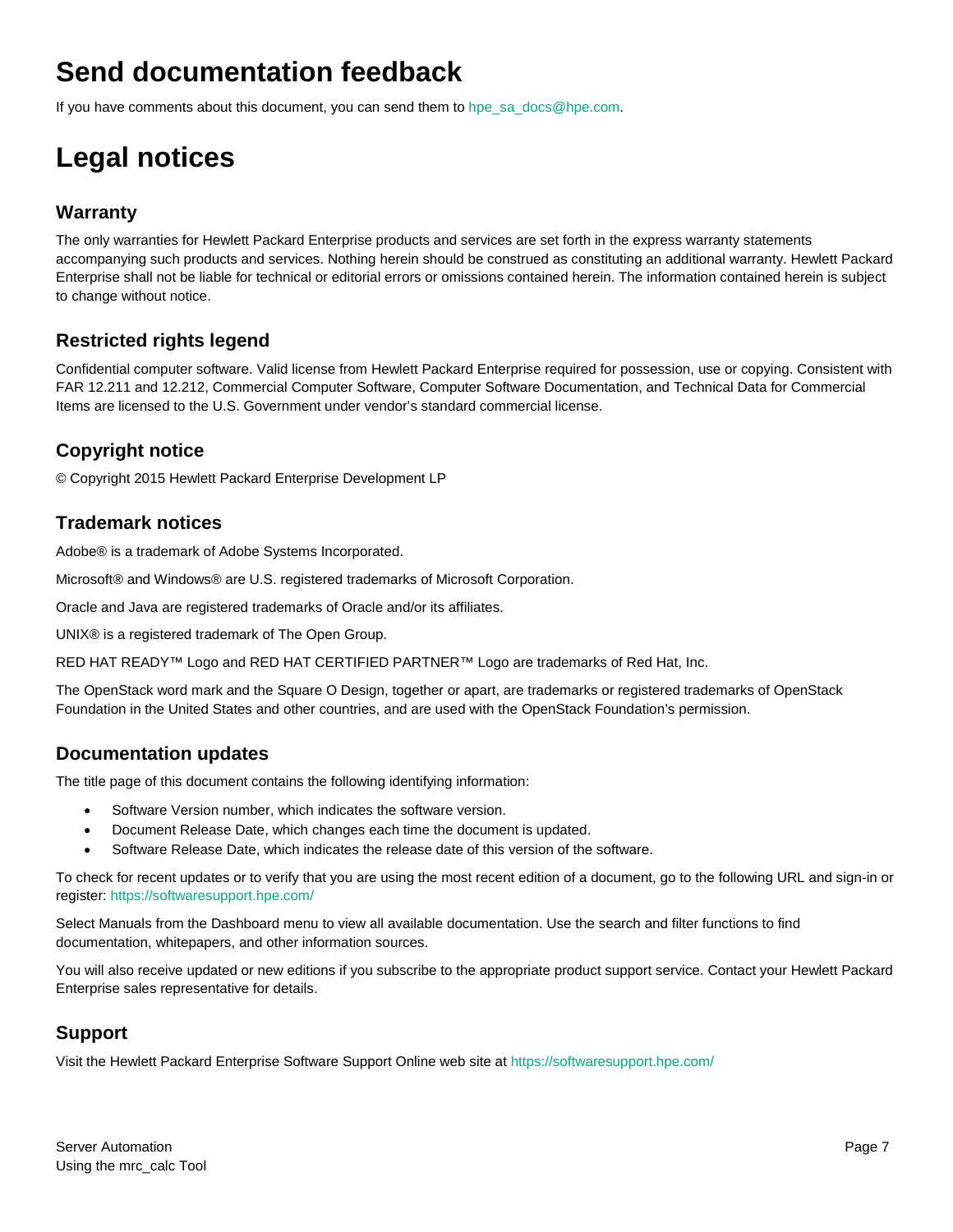# Send documentation feedback

If you have comments about this document, you can send them to hpe_sa_docs@hpe.com.

# Legal notices

## Warranty

The only warranties for Hewlett Packard Enterprise products and services are set forth in the express warranty statements accompanying such products and services. Nothing herein should be construed as constituting an additional warranty. Hewlett Packard Enterprise shall not be liable for technical or editorial errors or omissions contained herein. The information contained herein is subject to change without notice.

## Restricted rights legend

Confidential computer software. Valid license from Hewlett Packard Enterprise required for possession, use or copying. Consistent with FAR 12.211 and 12.212, Commercial Computer Software, Computer Software Documentation, and Technical Data for Commercial Items are licensed to the U.S. Government under vendor's standard commercial license.

## Copyright notice

© Copyright 2015 Hewlett Packard Enterprise Development LP

## Trademark notices

Adobe® is a trademark of Adobe Systems Incorporated.

Microsoft® and Windows® are U.S. registered trademarks of Microsoft Corporation.

Oracle and Java are registered trademarks of Oracle and/or its affiliates.

UNIX® is a registered trademark of The Open Group.

RED HAT READY™ Logo and RED HAT CERTIFIED PARTNER™ Logo are trademarks of Red Hat, Inc.

The OpenStack word mark and the Square O Design, together or apart, are trademarks or registered trademarks of OpenStack Foundation in the United States and other countries, and are used with the OpenStack Foundation's permission.

## Documentation updates

The title page of this document contains the following identifying information:

- Software Version number, which indicates the software version.
- Document Release Date, which changes each time the document is updated.
- Software Release Date, which indicates the release date of this version of the software.

To check for recent updates or to verify that you are using the most recent edition of a document, go to the following URL and sign-in or register: https://softwaresupport.hpe.com/

Select Manuals from the Dashboard menu to view all available documentation. Use the search and filter functions to find documentation, whitepapers, and other information sources.

You will also receive updated or new editions if you subscribe to the appropriate product support service. Contact your Hewlett Packard Enterprise sales representative for details.

## Support

Visit the Hewlett Packard Enterprise Software Support Online web site at https://softwaresupport.hpe.com/